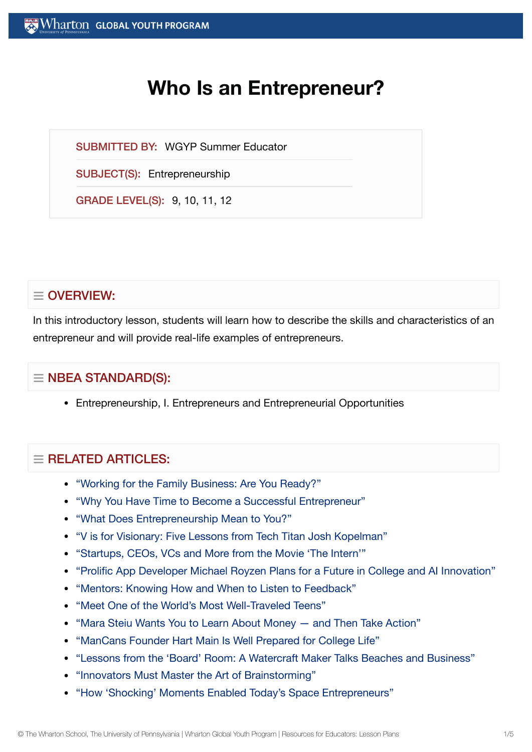# Who Is an Entrepreneur?

**SUBMITTED BY:** WGYP Summer Educator

**SUBJECT(S):** Entrepreneurship

**GRADE LEVEL(S):** 9, 10, 11, 12

## OVERVIEW:

In this introductory lesson, students will learn how to describe the skills and characteristics of an entrepreneur and will provide real-life examples of entrepreneurs.

## NBEA STANDARD(S):

- Entrepreneurship, I. Entrepreneurs and Entrepreneurial Opportunities

## RELATED ARTICLES:

- "Working for the Family Business: Are You Ready?"
- "Why You Have Time to Become a Successful Entrepreneur"
- "What Does Entrepreneurship Mean to You?"
- "V is for Visionary: Five Lessons from Tech Titan Josh Kopelman"
- "Startups, CEOs, VCs and More from the Movie 'The Intern'"
- "Prolific App Developer Michael Royzen Plans for a Future in College and AI Innovation"
- "Mentors: Knowing How and When to Listen to Feedback"
- "Meet One of the World's Most Well-Traveled Teens"
- "Mara Steiu Wants You to Learn About Money — and Then Take Action"
- "ManCans Founder Hart Main Is Well Prepared for College Life"
- "Lessons from the 'Board' Room: A Watercraft Maker Talks Beaches and Business"
- "Innovators Must Master the Art of Brainstorming"
- "How 'Shocking' Moments Enabled Today's Space Entrepreneurs"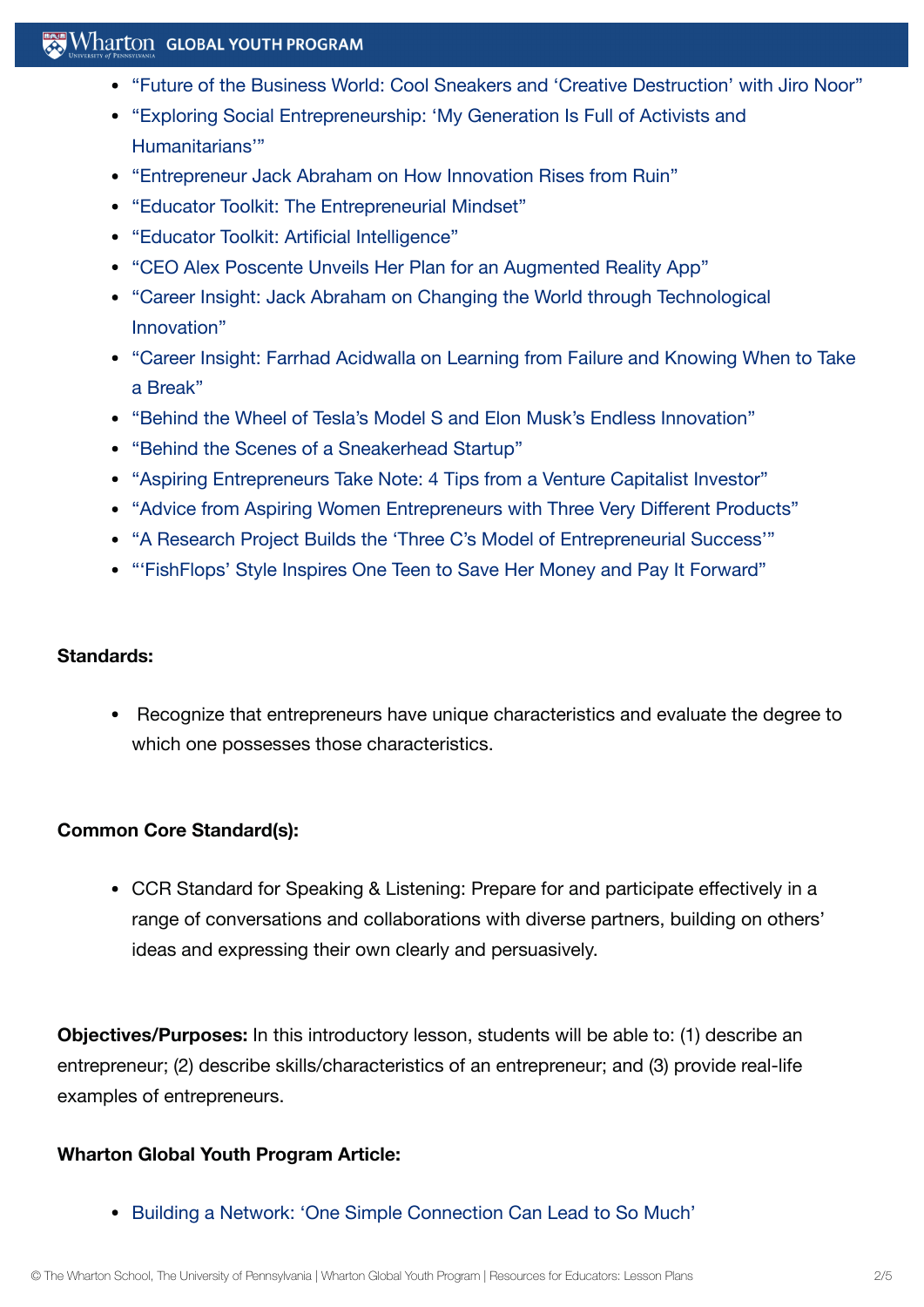- "Future of the Business World: Cool Sneakers and 'Creative Destruction' with Jiro Noor"
- "Exploring Social Entrepreneurship: 'My Generation Is Full of Activists and Humanitarians'"
- "Entrepreneur Jack Abraham on How Innovation Rises from Ruin"
- "Educator Toolkit: The Entrepreneurial Mindset"
- "Educator Toolkit: Artificial Intelligence"
- "CEO Alex Poscente Unveils Her Plan for an Augmented Reality App"
- "Career Insight: Jack Abraham on Changing the World through Technological Innovation"
- "Career Insight: Farrhad Acidwalla on Learning from Failure and Knowing When to Take a Break"
- "Behind the Wheel of Tesla's Model S and Elon Musk's Endless Innovation"
- "Behind the Scenes of a Sneakerhead Startup"
- "Aspiring Entrepreneurs Take Note: 4 Tips from a Venture Capitalist Investor"
- "Advice from Aspiring Women Entrepreneurs with Three Very Different Products"
- "A Research Project Builds the 'Three C's Model of Entrepreneurial Success'"
- "'FishFlops' Style Inspires One Teen to Save Her Money and Pay It Forward"

**Standards:**

- Recognize that entrepreneurs have unique characteristics and evaluate the degree to which one possesses those characteristics.

**Common Core Standard(s):**

- CCR Standard for Speaking & Listening: Prepare for and participate effectively in a range of conversations and collaborations with diverse partners, building on others' ideas and expressing their own clearly and persuasively.

**Objectives/Purposes:** In this introductory lesson, students will be able to: (1) describe an entrepreneur; (2) describe skills/characteristics of an entrepreneur; and (3) provide real-life examples of entrepreneurs.

**Wharton Global Youth Program Article:**

- Building a Network: 'One Simple Connection Can Lead to So Much'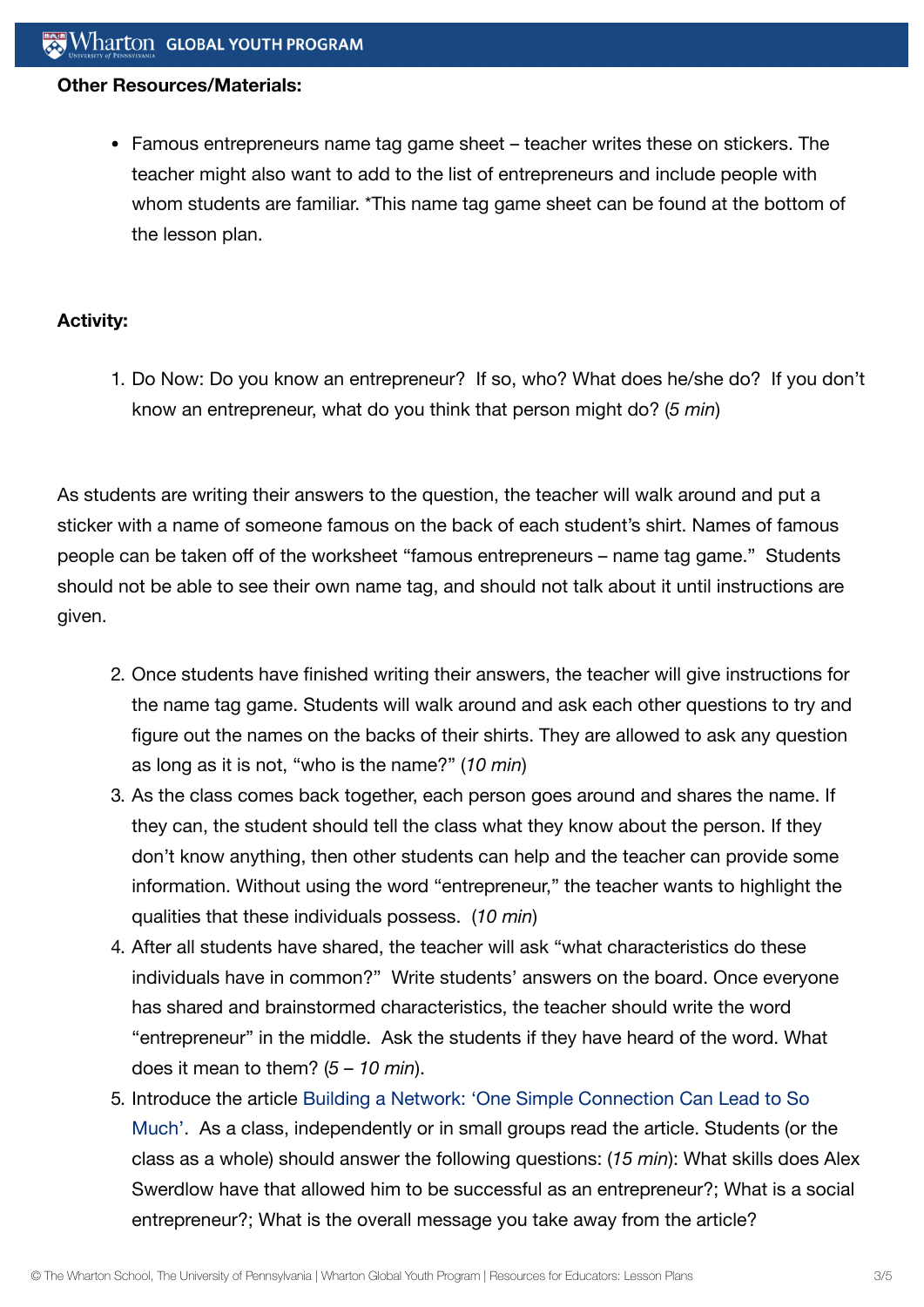**Other Resources/Materials:**

- Famous entrepreneurs name tag game sheet – teacher writes these on stickers. The teacher might also want to add to the list of entrepreneurs and include people with whom students are familiar. *This name tag game sheet can be found at the bottom of the lesson plan.

**Activity:**

1. Do Now: Do you know an entrepreneur? If so, who? What does he/she do? If you don't know an entrepreneur, what do you think that person might do? (*5 min*)

As students are writing their answers to the question, the teacher will walk around and put a sticker with a name of someone famous on the back of each student's shirt. Names of famous people can be taken off of the worksheet "famous entrepreneurs – name tag game." Students should not be able to see their own name tag, and should not talk about it until instructions are given.

2. Once students have finished writing their answers, the teacher will give instructions for the name tag game. Students will walk around and ask each other questions to try and figure out the names on the backs of their shirts. They are allowed to ask any question as long as it is not, "who is the name?" (*10 min*)
3. As the class comes back together, each person goes around and shares the name. If they can, the student should tell the class what they know about the person. If they don't know anything, then other students can help and the teacher can provide some information. Without using the word "entrepreneur," the teacher wants to highlight the qualities that these individuals possess. (*10 min*)
4. After all students have shared, the teacher will ask "what characteristics do these individuals have in common?" Write students' answers on the board. Once everyone has shared and brainstormed characteristics, the teacher should write the word "entrepreneur" in the middle. Ask the students if they have heard of the word. What does it mean to them? (*5 – 10 min*).
5. Introduce the article Building a Network: 'One Simple Connection Can Lead to So Much'. As a class, independently or in small groups read the article. Students (or the class as a whole) should answer the following questions: (*15 min*): What skills does Alex Swerdlow have that allowed him to be successful as an entrepreneur?; What is a social entrepreneur?; What is the overall message you take away from the article?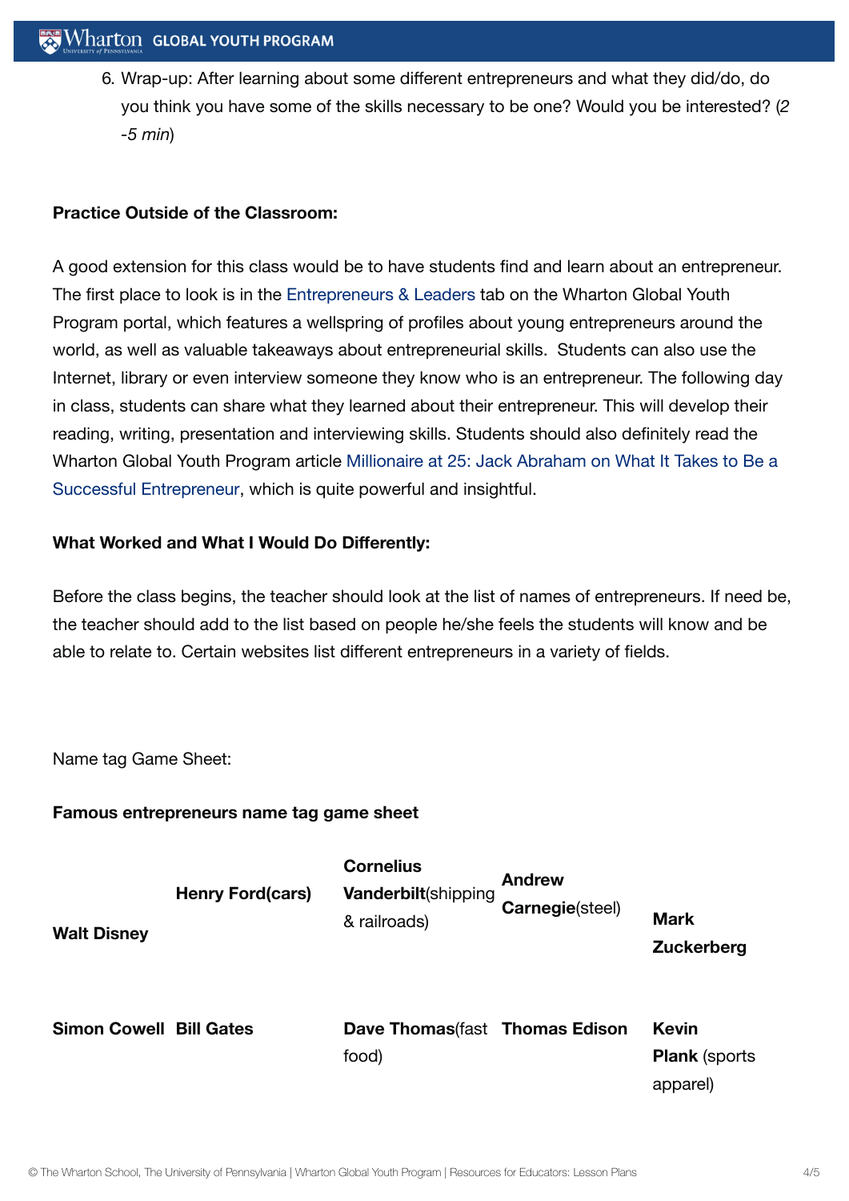6. Wrap-up: After learning about some different entrepreneurs and what they did/do, do you think you have some of the skills necessary to be one? Would you be interested? (*2 -5 min*)

**Practice Outside of the Classroom:**

A good extension for this class would be to have students find and learn about an entrepreneur. The first place to look is in the Entrepreneurs & Leaders tab on the Wharton Global Youth Program portal, which features a wellspring of profiles about young entrepreneurs around the world, as well as valuable takeaways about entrepreneurial skills. Students can also use the Internet, library or even interview someone they know who is an entrepreneur. The following day in class, students can share what they learned about their entrepreneur. This will develop their reading, writing, presentation and interviewing skills. Students should also definitely read the Wharton Global Youth Program article Millionaire at 25: Jack Abraham on What It Takes to Be a Successful Entrepreneur, which is quite powerful and insightful.

**What Worked and What I Would Do Differently:**

Before the class begins, the teacher should look at the list of names of entrepreneurs. If need be, the teacher should add to the list based on people he/she feels the students will know and be able to relate to. Certain websites list different entrepreneurs in a variety of fields.

Name tag Game Sheet:

**Famous entrepreneurs name tag game sheet**

| | | | | |
|---|---|---|---|---|
| **Walt Disney** | **Henry Ford**(cars) | **Cornelius Vanderbilt**(shipping & railroads) | **Andrew Carnegie**(steel) | **Mark Zuckerberg** |
| **Simon Cowell** | **Bill Gates** | **Dave Thomas**(fast food) | **Thomas Edison** | **Kevin Plank** (sports apparel) |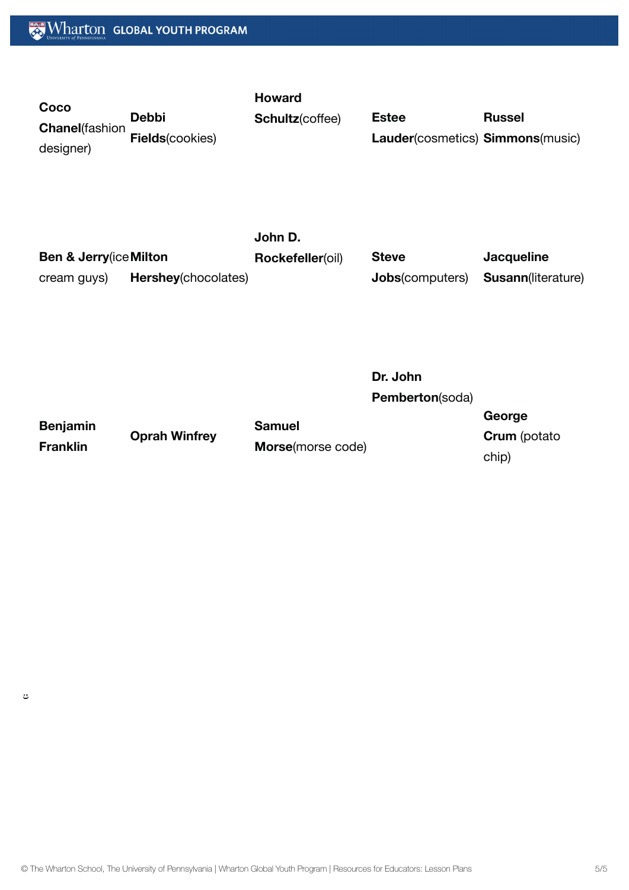| | | | | |
|---|---|---|---|---|
| **Coco Chanel**(fashion designer) | **Debbi Fields**(cookies) | **Howard Schultz**(coffee) | **Estee Lauder**(cosmetics) | **Russel Simmons**(music) |
| **Ben & Jerry**(ice cream guys) | **Milton Hershey**(chocolates) | **John D. Rockefeller**(oil) | **Steve Jobs**(computers) | **Jacqueline Susann**(literature) |
| **Benjamin Franklin** | **Oprah Winfrey** | **Samuel Morse**(morse code) | **Dr. John Pemberton**(soda) | **George Crum** (potato chip) |